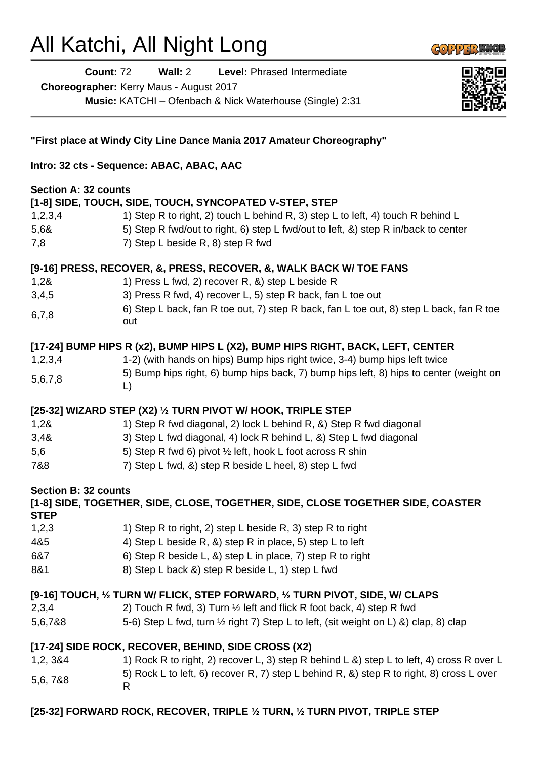# All Katchi, All Night Long

**Count:** 72 **Wall:** 2 **Level:** Phrased Intermediate

**Choreographer:** Kerry Maus - August 2017

**Music:** KATCHI – Ofenbach & Nick Waterhouse (Single) 2:31

**"First place at Windy City Line Dance Mania 2017 Amateur Choreography"**

**Intro: 32 cts - Sequence: ABAC, ABAC, AAC**

**Section A: 32 counts**

**[1-8] SIDE, TOUCH, SIDE, TOUCH, SYNCOPATED V-STEP, STEP**

| | |
|---|---|
| 1,2,3,4 | 1) Step R to right, 2) touch L behind R, 3) step L to left, 4) touch R behind L |
| 5,6& | 5) Step R fwd/out to right, 6) step L fwd/out to left, &) step R in/back to center |
| 7,8 | 7) Step L beside R, 8) step R fwd |

**[9-16] PRESS, RECOVER, &, PRESS, RECOVER, &, WALK BACK W/ TOE FANS**

| | |
|---|---|
| 1,2& | 1) Press L fwd, 2) recover R, &) step L beside R |
| 3,4,5 | 3) Press R fwd, 4) recover L, 5) step R back, fan L toe out |
| 6,7,8 | 6) Step L back, fan R toe out, 7) step R back, fan L toe out, 8) step L back, fan R toe out |

**[17-24] BUMP HIPS R (x2), BUMP HIPS L (X2), BUMP HIPS RIGHT, BACK, LEFT, CENTER**

| | |
|---|---|
| 1,2,3,4 | 1-2) (with hands on hips) Bump hips right twice, 3-4) bump hips left twice |
| 5,6,7,8 | 5) Bump hips right, 6) bump hips back, 7) bump hips left, 8) hips to center (weight on L) |

**[25-32] WIZARD STEP (X2) ½ TURN PIVOT W/ HOOK, TRIPLE STEP**

| | |
|---|---|
| 1,2& | 1) Step R fwd diagonal, 2) lock L behind R, &) Step R fwd diagonal |
| 3,4& | 3) Step L fwd diagonal, 4) lock R behind L, &) Step L fwd diagonal |
| 5,6 | 5) Step R fwd 6) pivot ½ left, hook L foot across R shin |
| 7&8 | 7) Step L fwd, &) step R beside L heel, 8) step L fwd |

**Section B: 32 counts**

**[1-8] SIDE, TOGETHER, SIDE, CLOSE, TOGETHER, SIDE, CLOSE TOGETHER SIDE, COASTER STEP**

| | |
|---|---|
| 1,2,3 | 1) Step R to right, 2) step L beside R, 3) step R to right |
| 4&5 | 4) Step L beside R, &) step R in place, 5) step L to left |
| 6&7 | 6) Step R beside L, &) step L in place, 7) step R to right |
| 8&1 | 8) Step L back &) step R beside L, 1) step L fwd |

**[9-16] TOUCH, ½ TURN W/ FLICK, STEP FORWARD, ½ TURN PIVOT, SIDE, W/ CLAPS**

| | |
|---|---|
| 2,3,4 | 2) Touch R fwd, 3) Turn ½ left and flick R foot back, 4) step R fwd |
| 5,6,7&8 | 5-6) Step L fwd, turn ½ right 7) Step L to left, (sit weight on L) &) clap, 8) clap |

**[17-24] SIDE ROCK, RECOVER, BEHIND, SIDE CROSS (X2)**

| | |
|---|---|
| 1,2, 3&4 | 1) Rock R to right, 2) recover L, 3) step R behind L &) step L to left, 4) cross R over L |
| 5,6, 7&8 | 5) Rock L to left, 6) recover R, 7) step L behind R, &) step R to right, 8) cross L over R |

**[25-32] FORWARD ROCK, RECOVER, TRIPLE ½ TURN, ½ TURN PIVOT, TRIPLE STEP**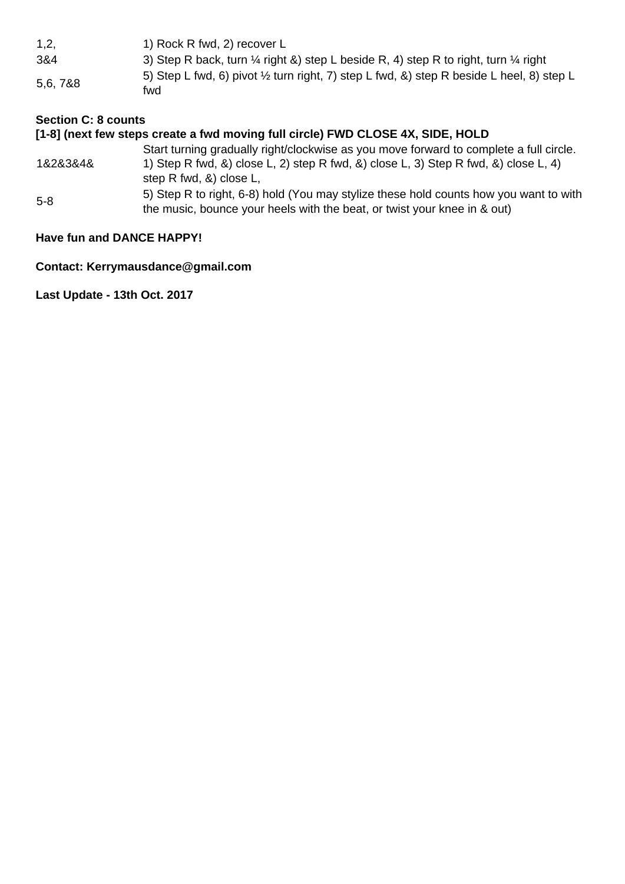| | |
|---|---|
| 1,2, | 1) Rock R fwd, 2) recover L |
| 3&4 | 3) Step R back, turn ¼ right &) step L beside R, 4) step R to right, turn ¼ right |
| 5,6, 7&8 | 5) Step L fwd, 6) pivot ½ turn right, 7) step L fwd, &) step R beside L heel, 8) step L fwd |

**Section C: 8 counts**

**[1-8] (next few steps create a fwd moving full circle) FWD CLOSE 4X, SIDE, HOLD**

| | |
|---|---|
| 1&2&3&4& | Start turning gradually right/clockwise as you move forward to complete a full circle. 1) Step R fwd, &) close L, 2) step R fwd, &) close L, 3) Step R fwd, &) close L, 4) step R fwd, &) close L, |
| 5-8 | 5) Step R to right, 6-8) hold (You may stylize these hold counts how you want to with the music, bounce your heels with the beat, or twist your knee in & out) |

**Have fun and DANCE HAPPY!**

**Contact: Kerrymausdance@gmail.com**

**Last Update - 13th Oct. 2017**